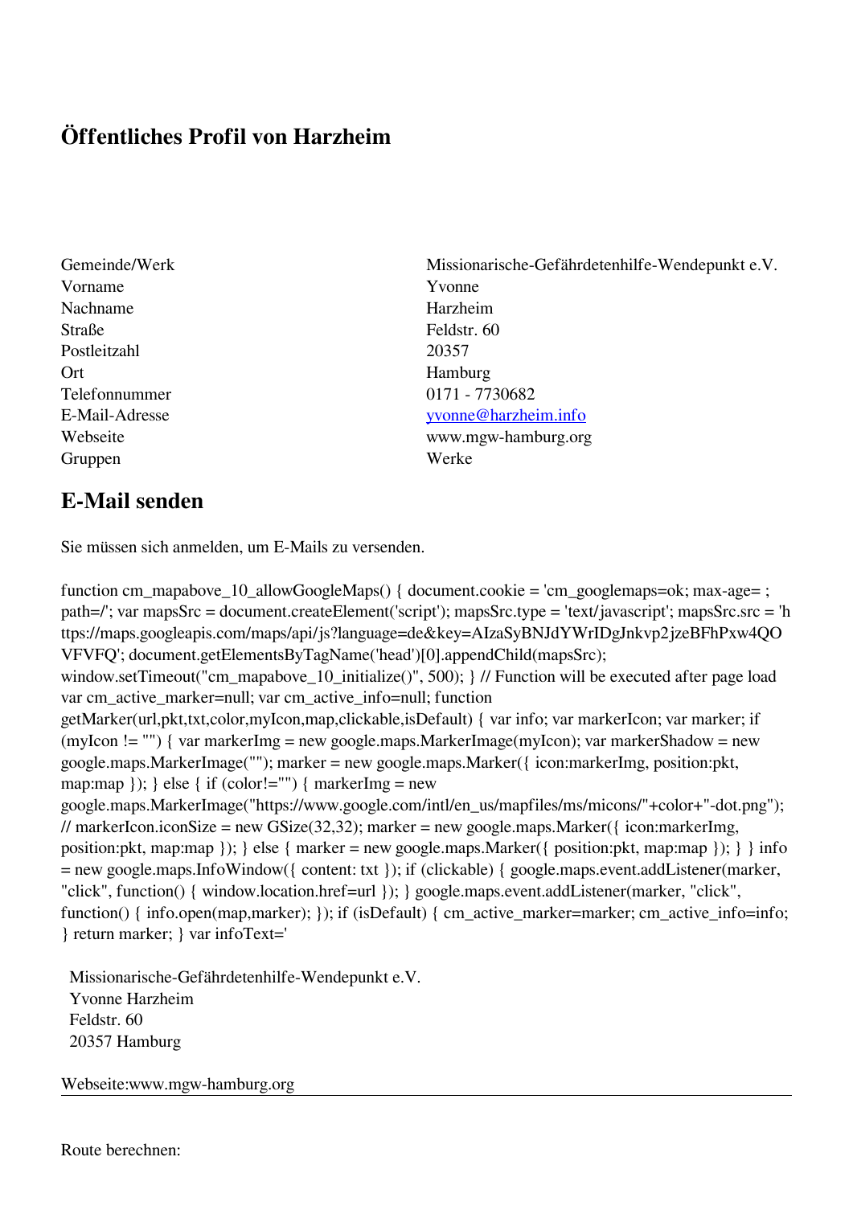# Öffentliches Profil von Harzheim

| | |
|---|---|
| Gemeinde/Werk | Missionarische-Gefährdetenhilfe-Wendepunkt e.V. |
| Vorname | Yvonne |
| Nachname | Harzheim |
| Straße | Feldstr. 60 |
| Postleitzahl | 20357 |
| Ort | Hamburg |
| Telefonnummer | 0171 - 7730682 |
| E-Mail-Adresse | yvonne@harzheim.info |
| Webseite | www.mgw-hamburg.org |
| Gruppen | Werke |

## E-Mail senden

Sie müssen sich anmelden, um E-Mails zu versenden.

```
function cm_mapabove_10_allowGoogleMaps() { document.cookie = 'cm_googlemaps=ok; max-age= ; path=/'; var mapsSrc = document.createElement('script'); mapsSrc.type = 'text/javascript'; mapsSrc.src = 'https://maps.googleapis.com/maps/api/js?language=de&key=AIzaSyBNJdYWrIDgJnkvp2jzeBFhPxw4QOVFVFQ'; document.getElementsByTagName('head')[0].appendChild(mapsSrc); window.setTimeout("cm_mapabove_10_initialize()", 500); } // Function will be executed after page load var cm_active_marker=null; var cm_active_info=null; function getMarker(url,pkt,txt,color,myIcon,map,clickable,isDefault) { var info; var markerIcon; var marker; if (myIcon != "") { var markerImg = new google.maps.MarkerImage(myIcon); var markerShadow = new google.maps.MarkerImage(""); marker = new google.maps.Marker({ icon:markerImg, position:pkt, map:map }); } else { if (color!="") { markerImg = new google.maps.MarkerImage("https://www.google.com/intl/en_us/mapfiles/ms/micons/"+color+"-dot.png"); // markerIcon.iconSize = new GSize(32,32); marker = new google.maps.Marker({ icon:markerImg, position:pkt, map:map }); } else { marker = new google.maps.Marker({ position:pkt, map:map }); } } info = new google.maps.InfoWindow({ content: txt }); if (clickable) { google.maps.event.addListener(marker, "click", function() { window.location.href=url }); } google.maps.event.addListener(marker, "click", function() { info.open(map,marker); }); if (isDefault) { cm_active_marker=marker; cm_active_info=info; } return marker; } var infoText='
```

Missionarische-Gefährdetenhilfe-Wendepunkt e.V.
Yvonne Harzheim
Feldstr. 60
20357 Hamburg

Webseite:www.mgw-hamburg.org

---

Route berechnen: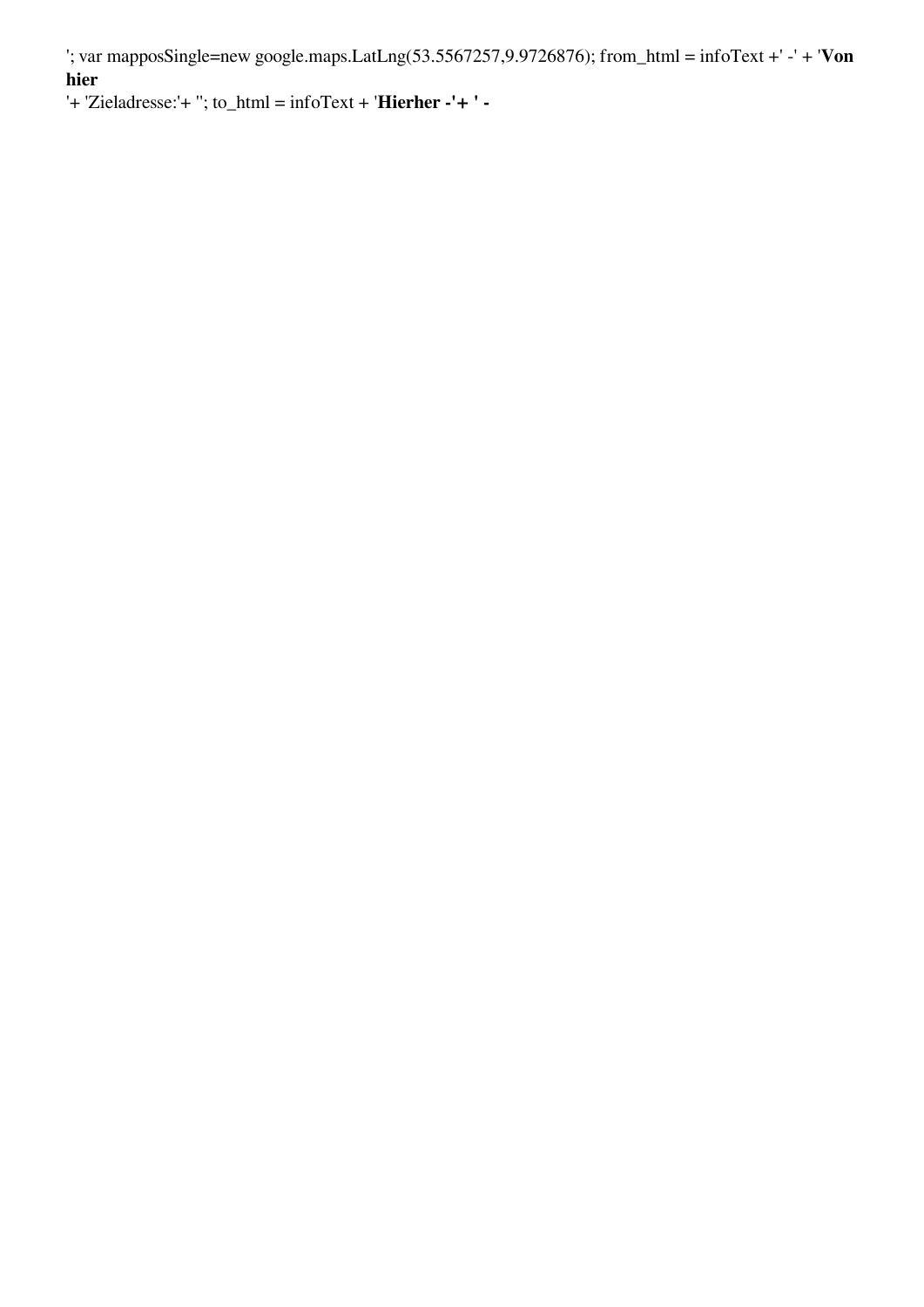'; var mapposSingle=new google.maps.LatLng(53.5567257,9.9726876); from_html = infoText +' -' + '**Von hier**
'+ 'Zieladresse:'+ ''; to_html = infoText + '**Hierher -'+ ' -**